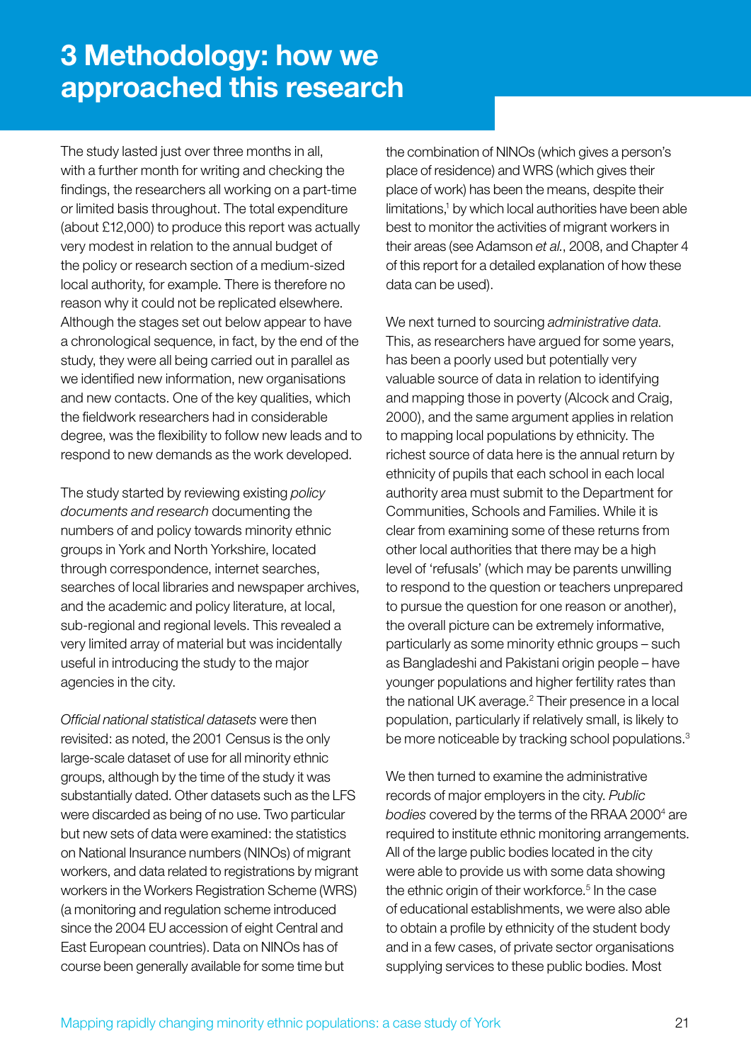# 3 Methodology: how we approached this research

The study lasted just over three months in all, with a further month for writing and checking the findings, the researchers all working on a part-time or limited basis throughout. The total expenditure (about £12,000) to produce this report was actually very modest in relation to the annual budget of the policy or research section of a medium-sized local authority, for example. There is therefore no reason why it could not be replicated elsewhere. Although the stages set out below appear to have a chronological sequence, in fact, by the end of the study, they were all being carried out in parallel as we identified new information, new organisations and new contacts. One of the key qualities, which the fieldwork researchers had in considerable degree, was the flexibility to follow new leads and to respond to new demands as the work developed.

The study started by reviewing existing *policy documents and research* documenting the numbers of and policy towards minority ethnic groups in York and North Yorkshire, located through correspondence, internet searches, searches of local libraries and newspaper archives, and the academic and policy literature, at local, sub-regional and regional levels. This revealed a very limited array of material but was incidentally useful in introducing the study to the major agencies in the city.

*Official national statistical datasets* were then revisited: as noted, the 2001 Census is the only large-scale dataset of use for all minority ethnic groups, although by the time of the study it was substantially dated. Other datasets such as the LFS were discarded as being of no use. Two particular but new sets of data were examined: the statistics on National Insurance numbers (NINOs) of migrant workers, and data related to registrations by migrant workers in the Workers Registration Scheme (WRS) (a monitoring and regulation scheme introduced since the 2004 EU accession of eight Central and East European countries). Data on NINOs has of course been generally available for some time but the combination of NINOs (which gives a person's place of residence) and WRS (which gives their place of work) has been the means, despite their limitations,[1] by which local authorities have been able best to monitor the activities of migrant workers in their areas (see Adamson *et al.*, 2008, and Chapter 4 of this report for a detailed explanation of how these data can be used).

We next turned to sourcing *administrative data*. This, as researchers have argued for some years, has been a poorly used but potentially very valuable source of data in relation to identifying and mapping those in poverty (Alcock and Craig, 2000), and the same argument applies in relation to mapping local populations by ethnicity. The richest source of data here is the annual return by ethnicity of pupils that each school in each local authority area must submit to the Department for Communities, Schools and Families. While it is clear from examining some of these returns from other local authorities that there may be a high level of 'refusals' (which may be parents unwilling to respond to the question or teachers unprepared to pursue the question for one reason or another), the overall picture can be extremely informative, particularly as some minority ethnic groups – such as Bangladeshi and Pakistani origin people – have younger populations and higher fertility rates than the national UK average.[2] Their presence in a local population, particularly if relatively small, is likely to be more noticeable by tracking school populations.[3]

We then turned to examine the administrative records of major employers in the city. *Public bodies* covered by the terms of the RRAA 2000[4] are required to institute ethnic monitoring arrangements. All of the large public bodies located in the city were able to provide us with some data showing the ethnic origin of their workforce.[5] In the case of educational establishments, we were also able to obtain a profile by ethnicity of the student body and in a few cases, of private sector organisations supplying services to these public bodies. Most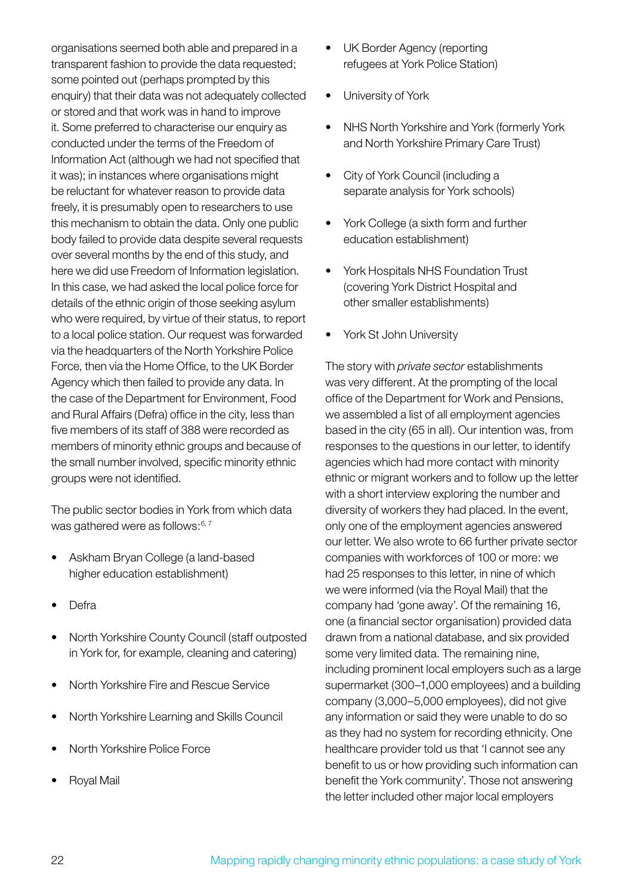organisations seemed both able and prepared in a transparent fashion to provide the data requested; some pointed out (perhaps prompted by this enquiry) that their data was not adequately collected or stored and that work was in hand to improve it. Some preferred to characterise our enquiry as conducted under the terms of the Freedom of Information Act (although we had not specified that it was); in instances where organisations might be reluctant for whatever reason to provide data freely, it is presumably open to researchers to use this mechanism to obtain the data. Only one public body failed to provide data despite several requests over several months by the end of this study, and here we did use Freedom of Information legislation. In this case, we had asked the local police force for details of the ethnic origin of those seeking asylum who were required, by virtue of their status, to report to a local police station. Our request was forwarded via the headquarters of the North Yorkshire Police Force, then via the Home Office, to the UK Border Agency which then failed to provide any data. In the case of the Department for Environment, Food and Rural Affairs (Defra) office in the city, less than five members of its staff of 388 were recorded as members of minority ethnic groups and because of the small number involved, specific minority ethnic groups were not identified.

The public sector bodies in York from which data was gathered were as follows:[6, 7]

- Askham Bryan College (a land-based higher education establishment)
- Defra
- North Yorkshire County Council (staff outposted in York for, for example, cleaning and catering)
- North Yorkshire Fire and Rescue Service
- North Yorkshire Learning and Skills Council
- North Yorkshire Police Force
- Royal Mail
- UK Border Agency (reporting refugees at York Police Station)
- University of York
- NHS North Yorkshire and York (formerly York and North Yorkshire Primary Care Trust)
- City of York Council (including a separate analysis for York schools)
- York College (a sixth form and further education establishment)
- York Hospitals NHS Foundation Trust (covering York District Hospital and other smaller establishments)
- York St John University

The story with *private sector* establishments was very different. At the prompting of the local office of the Department for Work and Pensions, we assembled a list of all employment agencies based in the city (65 in all). Our intention was, from responses to the questions in our letter, to identify agencies which had more contact with minority ethnic or migrant workers and to follow up the letter with a short interview exploring the number and diversity of workers they had placed. In the event, only one of the employment agencies answered our letter. We also wrote to 66 further private sector companies with workforces of 100 or more: we had 25 responses to this letter, in nine of which we were informed (via the Royal Mail) that the company had 'gone away'. Of the remaining 16, one (a financial sector organisation) provided data drawn from a national database, and six provided some very limited data. The remaining nine, including prominent local employers such as a large supermarket (300–1,000 employees) and a building company (3,000–5,000 employees), did not give any information or said they were unable to do so as they had no system for recording ethnicity. One healthcare provider told us that 'I cannot see any benefit to us or how providing such information can benefit the York community'. Those not answering the letter included other major local employers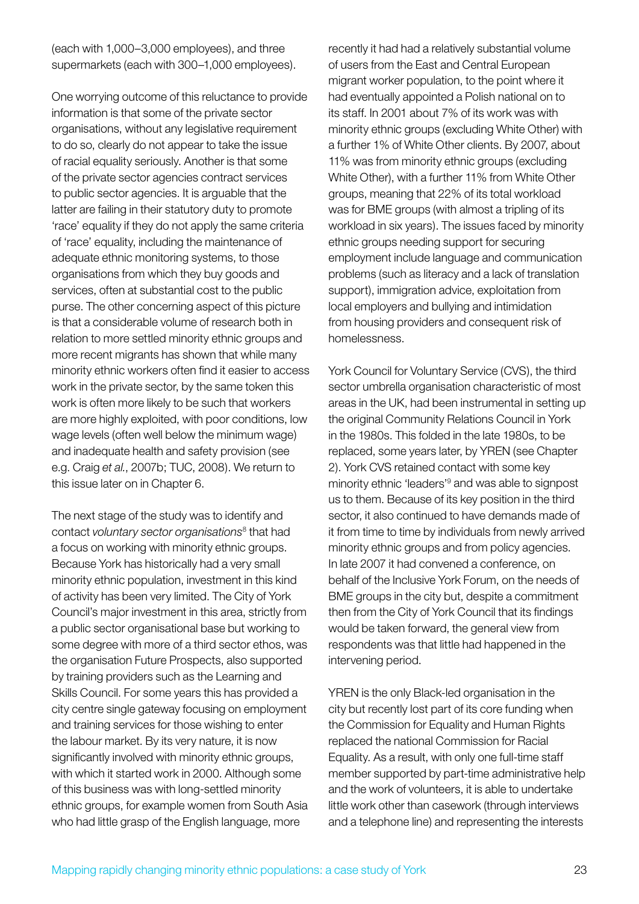(each with 1,000–3,000 employees), and three supermarkets (each with 300–1,000 employees).

One worrying outcome of this reluctance to provide information is that some of the private sector organisations, without any legislative requirement to do so, clearly do not appear to take the issue of racial equality seriously. Another is that some of the private sector agencies contract services to public sector agencies. It is arguable that the latter are failing in their statutory duty to promote 'race' equality if they do not apply the same criteria of 'race' equality, including the maintenance of adequate ethnic monitoring systems, to those organisations from which they buy goods and services, often at substantial cost to the public purse. The other concerning aspect of this picture is that a considerable volume of research both in relation to more settled minority ethnic groups and more recent migrants has shown that while many minority ethnic workers often find it easier to access work in the private sector, by the same token this work is often more likely to be such that workers are more highly exploited, with poor conditions, low wage levels (often well below the minimum wage) and inadequate health and safety provision (see e.g. Craig *et al.*, 2007b; TUC, 2008). We return to this issue later on in Chapter 6.

The next stage of the study was to identify and contact *voluntary sector organisations*[8] that had a focus on working with minority ethnic groups. Because York has historically had a very small minority ethnic population, investment in this kind of activity has been very limited. The City of York Council's major investment in this area, strictly from a public sector organisational base but working to some degree with more of a third sector ethos, was the organisation Future Prospects, also supported by training providers such as the Learning and Skills Council. For some years this has provided a city centre single gateway focusing on employment and training services for those wishing to enter the labour market. By its very nature, it is now significantly involved with minority ethnic groups, with which it started work in 2000. Although some of this business was with long-settled minority ethnic groups, for example women from South Asia who had little grasp of the English language, more recently it had had a relatively substantial volume of users from the East and Central European migrant worker population, to the point where it had eventually appointed a Polish national on to its staff. In 2001 about 7% of its work was with minority ethnic groups (excluding White Other) with a further 1% of White Other clients. By 2007, about 11% was from minority ethnic groups (excluding White Other), with a further 11% from White Other groups, meaning that 22% of its total workload was for BME groups (with almost a tripling of its workload in six years). The issues faced by minority ethnic groups needing support for securing employment include language and communication problems (such as literacy and a lack of translation support), immigration advice, exploitation from local employers and bullying and intimidation from housing providers and consequent risk of homelessness.

York Council for Voluntary Service (CVS), the third sector umbrella organisation characteristic of most areas in the UK, had been instrumental in setting up the original Community Relations Council in York in the 1980s. This folded in the late 1980s, to be replaced, some years later, by YREN (see Chapter 2). York CVS retained contact with some key minority ethnic 'leaders'[9] and was able to signpost us to them. Because of its key position in the third sector, it also continued to have demands made of it from time to time by individuals from newly arrived minority ethnic groups and from policy agencies. In late 2007 it had convened a conference, on behalf of the Inclusive York Forum, on the needs of BME groups in the city but, despite a commitment then from the City of York Council that its findings would be taken forward, the general view from respondents was that little had happened in the intervening period.

YREN is the only Black-led organisation in the city but recently lost part of its core funding when the Commission for Equality and Human Rights replaced the national Commission for Racial Equality. As a result, with only one full-time staff member supported by part-time administrative help and the work of volunteers, it is able to undertake little work other than casework (through interviews and a telephone line) and representing the interests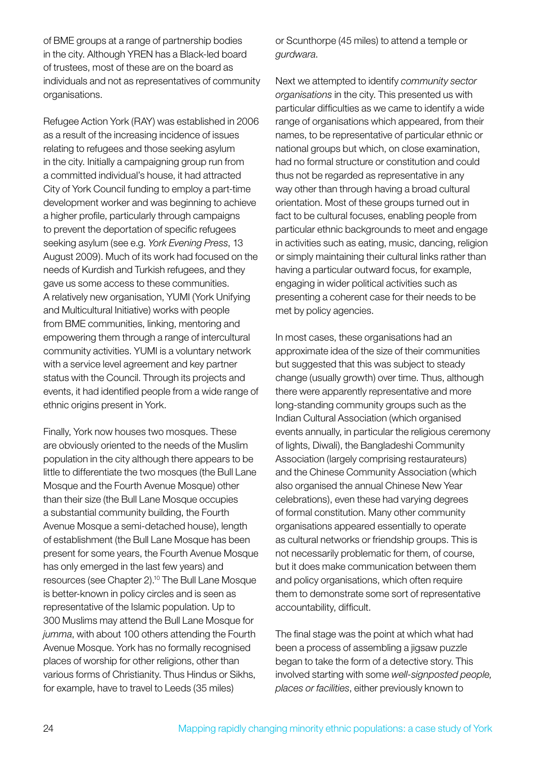of BME groups at a range of partnership bodies in the city. Although YREN has a Black-led board of trustees, most of these are on the board as individuals and not as representatives of community organisations.

Refugee Action York (RAY) was established in 2006 as a result of the increasing incidence of issues relating to refugees and those seeking asylum in the city. Initially a campaigning group run from a committed individual's house, it had attracted City of York Council funding to employ a part-time development worker and was beginning to achieve a higher profile, particularly through campaigns to prevent the deportation of specific refugees seeking asylum (see e.g. *York Evening Press*, 13 August 2009). Much of its work had focused on the needs of Kurdish and Turkish refugees, and they gave us some access to these communities. A relatively new organisation, YUMI (York Unifying and Multicultural Initiative) works with people from BME communities, linking, mentoring and empowering them through a range of intercultural community activities. YUMI is a voluntary network with a service level agreement and key partner status with the Council. Through its projects and events, it had identified people from a wide range of ethnic origins present in York.

Finally, York now houses two mosques. These are obviously oriented to the needs of the Muslim population in the city although there appears to be little to differentiate the two mosques (the Bull Lane Mosque and the Fourth Avenue Mosque) other than their size (the Bull Lane Mosque occupies a substantial community building, the Fourth Avenue Mosque a semi-detached house), length of establishment (the Bull Lane Mosque has been present for some years, the Fourth Avenue Mosque has only emerged in the last few years) and resources (see Chapter 2).[10] The Bull Lane Mosque is better-known in policy circles and is seen as representative of the Islamic population. Up to 300 Muslims may attend the Bull Lane Mosque for *jumma*, with about 100 others attending the Fourth Avenue Mosque. York has no formally recognised places of worship for other religions, other than various forms of Christianity. Thus Hindus or Sikhs, for example, have to travel to Leeds (35 miles) or Scunthorpe (45 miles) to attend a temple or *gurdwara*.

Next we attempted to identify *community sector organisations* in the city. This presented us with particular difficulties as we came to identify a wide range of organisations which appeared, from their names, to be representative of particular ethnic or national groups but which, on close examination, had no formal structure or constitution and could thus not be regarded as representative in any way other than through having a broad cultural orientation. Most of these groups turned out in fact to be cultural focuses, enabling people from particular ethnic backgrounds to meet and engage in activities such as eating, music, dancing, religion or simply maintaining their cultural links rather than having a particular outward focus, for example, engaging in wider political activities such as presenting a coherent case for their needs to be met by policy agencies.

In most cases, these organisations had an approximate idea of the size of their communities but suggested that this was subject to steady change (usually growth) over time. Thus, although there were apparently representative and more long-standing community groups such as the Indian Cultural Association (which organised events annually, in particular the religious ceremony of lights, Diwali), the Bangladeshi Community Association (largely comprising restaurateurs) and the Chinese Community Association (which also organised the annual Chinese New Year celebrations), even these had varying degrees of formal constitution. Many other community organisations appeared essentially to operate as cultural networks or friendship groups. This is not necessarily problematic for them, of course, but it does make communication between them and policy organisations, which often require them to demonstrate some sort of representative accountability, difficult.

The final stage was the point at which what had been a process of assembling a jigsaw puzzle began to take the form of a detective story. This involved starting with some *well-signposted people, places or facilities*, either previously known to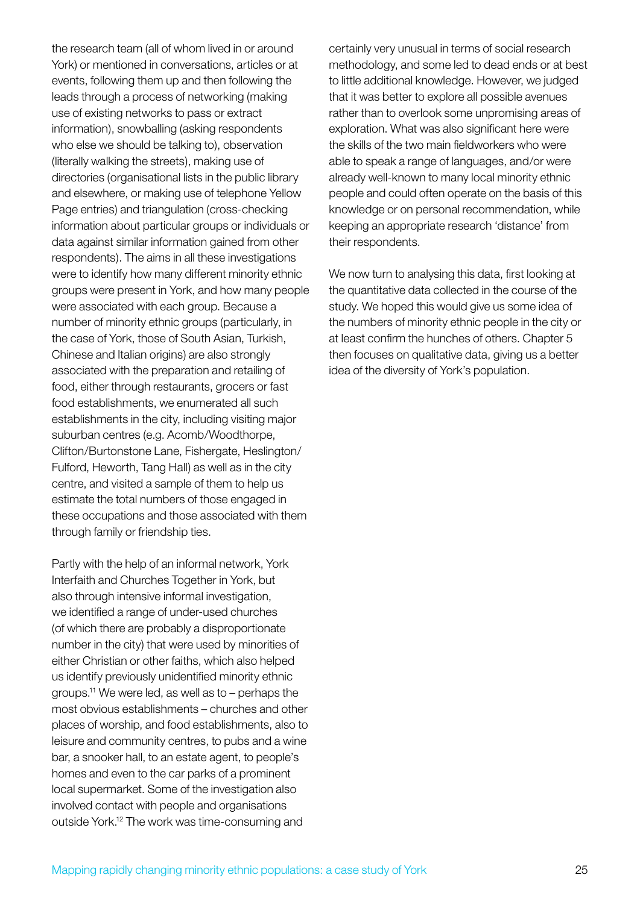the research team (all of whom lived in or around York) or mentioned in conversations, articles or at events, following them up and then following the leads through a process of networking (making use of existing networks to pass or extract information), snowballing (asking respondents who else we should be talking to), observation (literally walking the streets), making use of directories (organisational lists in the public library and elsewhere, or making use of telephone Yellow Page entries) and triangulation (cross-checking information about particular groups or individuals or data against similar information gained from other respondents). The aims in all these investigations were to identify how many different minority ethnic groups were present in York, and how many people were associated with each group. Because a number of minority ethnic groups (particularly, in the case of York, those of South Asian, Turkish, Chinese and Italian origins) are also strongly associated with the preparation and retailing of food, either through restaurants, grocers or fast food establishments, we enumerated all such establishments in the city, including visiting major suburban centres (e.g. Acomb/Woodthorpe, Clifton/Burtonstone Lane, Fishergate, Heslington/Fulford, Heworth, Tang Hall) as well as in the city centre, and visited a sample of them to help us estimate the total numbers of those engaged in these occupations and those associated with them through family or friendship ties.

Partly with the help of an informal network, York Interfaith and Churches Together in York, but also through intensive informal investigation, we identified a range of under-used churches (of which there are probably a disproportionate number in the city) that were used by minorities of either Christian or other faiths, which also helped us identify previously unidentified minority ethnic groups.[11] We were led, as well as to – perhaps the most obvious establishments – churches and other places of worship, and food establishments, also to leisure and community centres, to pubs and a wine bar, a snooker hall, to an estate agent, to people's homes and even to the car parks of a prominent local supermarket. Some of the investigation also involved contact with people and organisations outside York.[12] The work was time-consuming and certainly very unusual in terms of social research methodology, and some led to dead ends or at best to little additional knowledge. However, we judged that it was better to explore all possible avenues rather than to overlook some unpromising areas of exploration. What was also significant here were the skills of the two main fieldworkers who were able to speak a range of languages, and/or were already well-known to many local minority ethnic people and could often operate on the basis of this knowledge or on personal recommendation, while keeping an appropriate research 'distance' from their respondents.

We now turn to analysing this data, first looking at the quantitative data collected in the course of the study. We hoped this would give us some idea of the numbers of minority ethnic people in the city or at least confirm the hunches of others. Chapter 5 then focuses on qualitative data, giving us a better idea of the diversity of York's population.